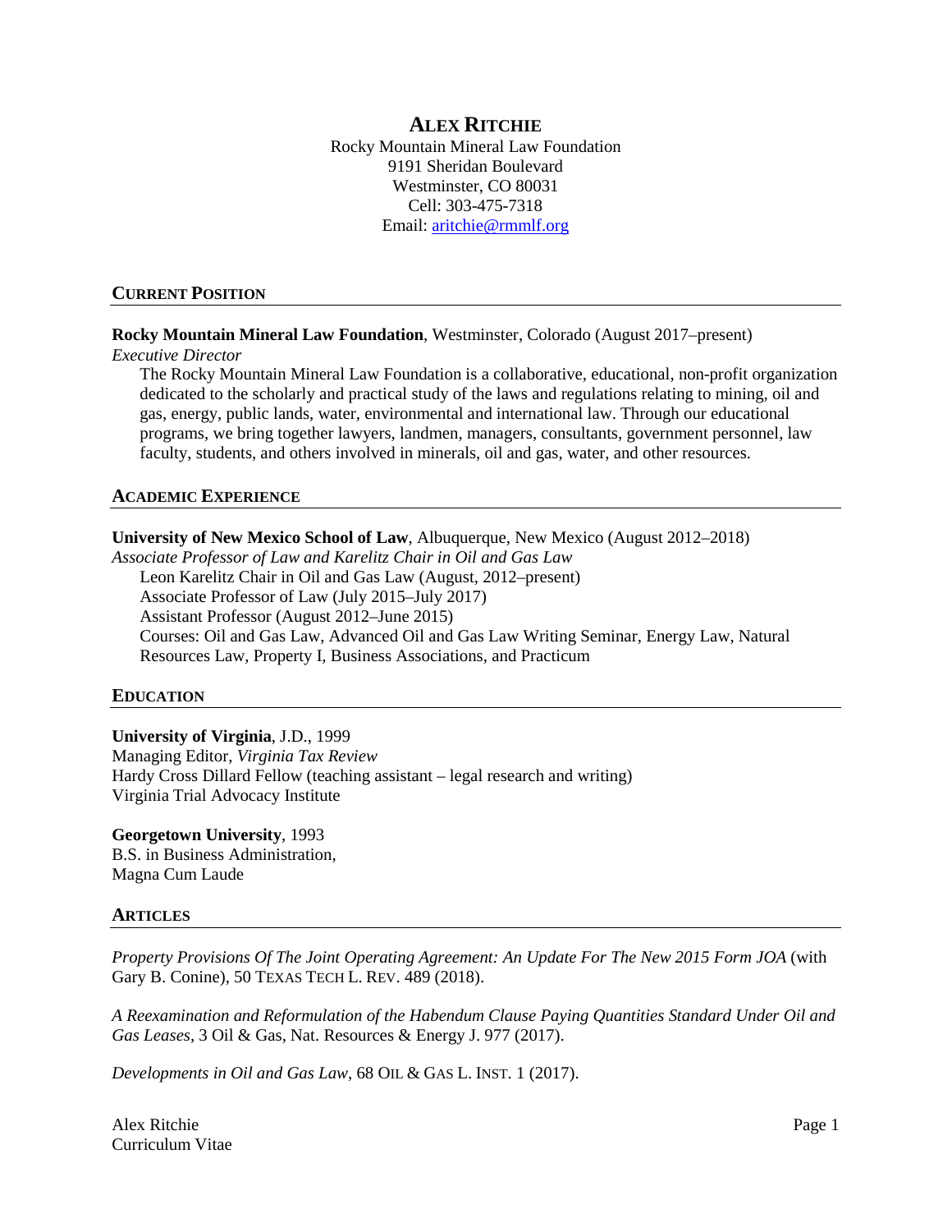# ALEX RITCHIE

Rocky Mountain Mineral Law Foundation
9191 Sheridan Boulevard
Westminster, CO 80031
Cell: 303-475-7318
Email: aritchie@rmmlf.org

## CURRENT POSITION

**Rocky Mountain Mineral Law Foundation**, Westminster, Colorado (August 2017–present)
*Executive Director*

The Rocky Mountain Mineral Law Foundation is a collaborative, educational, non-profit organization dedicated to the scholarly and practical study of the laws and regulations relating to mining, oil and gas, energy, public lands, water, environmental and international law. Through our educational programs, we bring together lawyers, landmen, managers, consultants, government personnel, law faculty, students, and others involved in minerals, oil and gas, water, and other resources.

## ACADEMIC EXPERIENCE

**University of New Mexico School of Law**, Albuquerque, New Mexico (August 2012–2018)
*Associate Professor of Law and Karelitz Chair in Oil and Gas Law*

Leon Karelitz Chair in Oil and Gas Law (August, 2012–present)
Associate Professor of Law (July 2015–July 2017)
Assistant Professor (August 2012–June 2015)
Courses: Oil and Gas Law, Advanced Oil and Gas Law Writing Seminar, Energy Law, Natural Resources Law, Property I, Business Associations, and Practicum

## EDUCATION

**University of Virginia**, J.D., 1999
Managing Editor, *Virginia Tax Review*
Hardy Cross Dillard Fellow (teaching assistant – legal research and writing)
Virginia Trial Advocacy Institute

**Georgetown University**, 1993
B.S. in Business Administration,
Magna Cum Laude

## ARTICLES

*Property Provisions Of The Joint Operating Agreement: An Update For The New 2015 Form JOA* (with Gary B. Conine), 50 TEXAS TECH L. REV. 489 (2018).

*A Reexamination and Reformulation of the Habendum Clause Paying Quantities Standard Under Oil and Gas Leases*, 3 Oil & Gas, Nat. Resources & Energy J. 977 (2017).

*Developments in Oil and Gas Law*, 68 OIL & GAS L. INST. 1 (2017).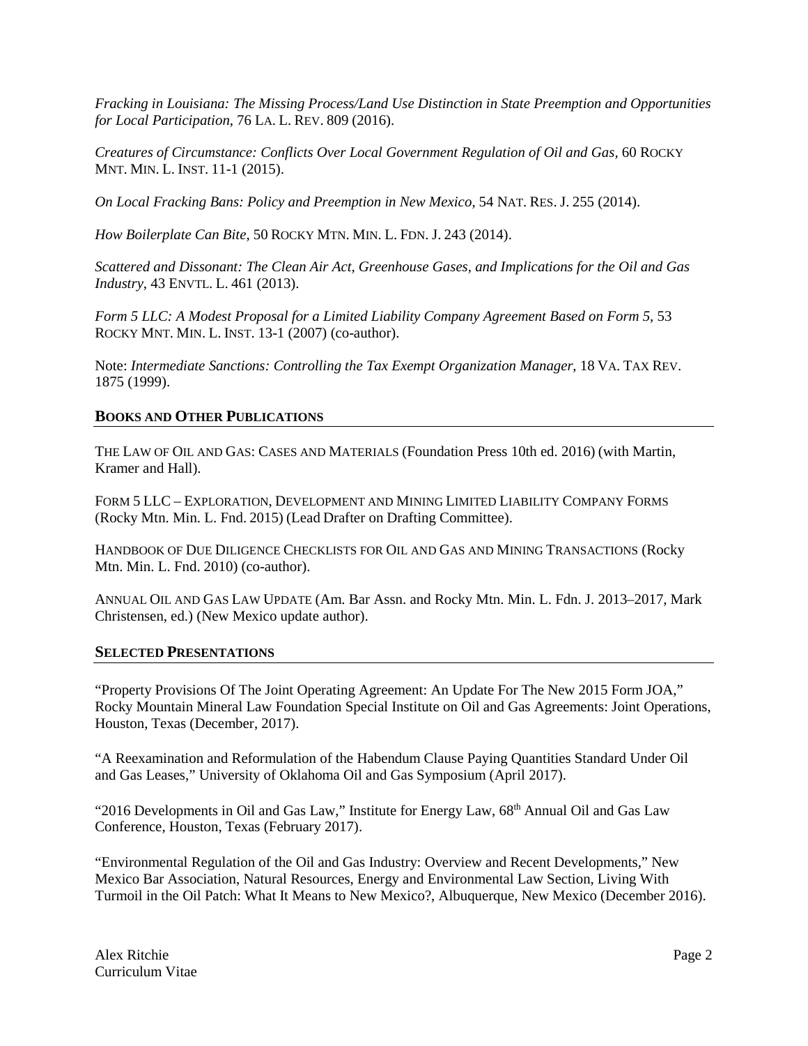*Fracking in Louisiana: The Missing Process/Land Use Distinction in State Preemption and Opportunities for Local Participation*, 76 LA. L. REV. 809 (2016).

*Creatures of Circumstance: Conflicts Over Local Government Regulation of Oil and Gas*, 60 ROCKY MNT. MIN. L. INST. 11-1 (2015).

*On Local Fracking Bans: Policy and Preemption in New Mexico*, 54 NAT. RES. J. 255 (2014).

*How Boilerplate Can Bite*, 50 ROCKY MTN. MIN. L. FDN. J. 243 (2014).

*Scattered and Dissonant: The Clean Air Act, Greenhouse Gases, and Implications for the Oil and Gas Industry*, 43 ENVTL. L. 461 (2013).

*Form 5 LLC: A Modest Proposal for a Limited Liability Company Agreement Based on Form 5*, 53 ROCKY MNT. MIN. L. INST. 13-1 (2007) (co-author).

Note: *Intermediate Sanctions: Controlling the Tax Exempt Organization Manager*, 18 VA. TAX REV. 1875 (1999).

## BOOKS AND OTHER PUBLICATIONS

THE LAW OF OIL AND GAS: CASES AND MATERIALS (Foundation Press 10th ed. 2016) (with Martin, Kramer and Hall).

FORM 5 LLC – EXPLORATION, DEVELOPMENT AND MINING LIMITED LIABILITY COMPANY FORMS (Rocky Mtn. Min. L. Fnd. 2015) (Lead Drafter on Drafting Committee).

HANDBOOK OF DUE DILIGENCE CHECKLISTS FOR OIL AND GAS AND MINING TRANSACTIONS (Rocky Mtn. Min. L. Fnd. 2010) (co-author).

ANNUAL OIL AND GAS LAW UPDATE (Am. Bar Assn. and Rocky Mtn. Min. L. Fdn. J. 2013–2017, Mark Christensen, ed.) (New Mexico update author).

## SELECTED PRESENTATIONS

"Property Provisions Of The Joint Operating Agreement: An Update For The New 2015 Form JOA," Rocky Mountain Mineral Law Foundation Special Institute on Oil and Gas Agreements: Joint Operations, Houston, Texas (December, 2017).

"A Reexamination and Reformulation of the Habendum Clause Paying Quantities Standard Under Oil and Gas Leases," University of Oklahoma Oil and Gas Symposium (April 2017).

"2016 Developments in Oil and Gas Law," Institute for Energy Law, 68th Annual Oil and Gas Law Conference, Houston, Texas (February 2017).

"Environmental Regulation of the Oil and Gas Industry: Overview and Recent Developments," New Mexico Bar Association, Natural Resources, Energy and Environmental Law Section, Living With Turmoil in the Oil Patch: What It Means to New Mexico?, Albuquerque, New Mexico (December 2016).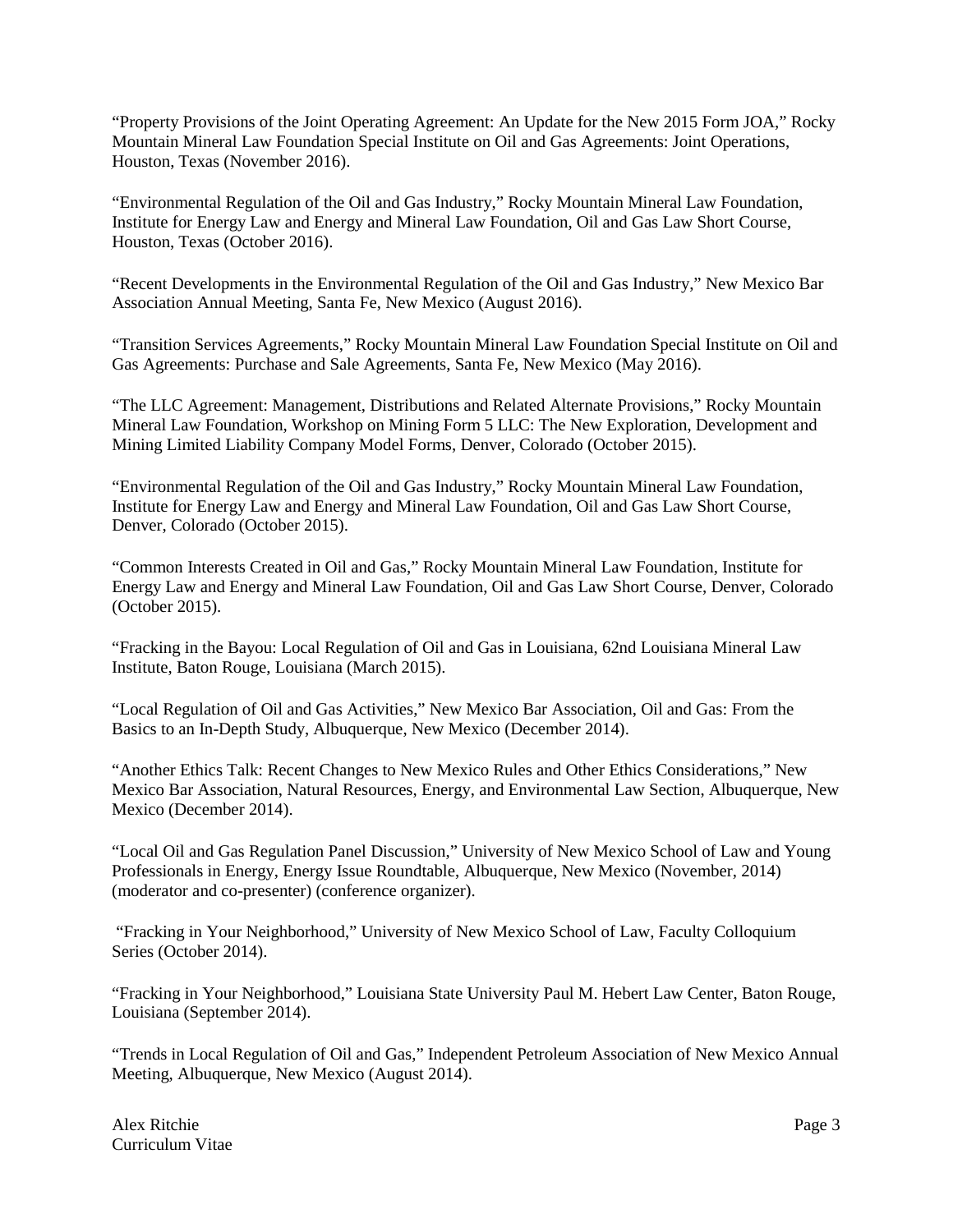"Property Provisions of the Joint Operating Agreement: An Update for the New 2015 Form JOA," Rocky Mountain Mineral Law Foundation Special Institute on Oil and Gas Agreements: Joint Operations, Houston, Texas (November 2016).

"Environmental Regulation of the Oil and Gas Industry," Rocky Mountain Mineral Law Foundation, Institute for Energy Law and Energy and Mineral Law Foundation, Oil and Gas Law Short Course, Houston, Texas (October 2016).

"Recent Developments in the Environmental Regulation of the Oil and Gas Industry," New Mexico Bar Association Annual Meeting, Santa Fe, New Mexico (August 2016).

"Transition Services Agreements," Rocky Mountain Mineral Law Foundation Special Institute on Oil and Gas Agreements: Purchase and Sale Agreements, Santa Fe, New Mexico (May 2016).

"The LLC Agreement: Management, Distributions and Related Alternate Provisions," Rocky Mountain Mineral Law Foundation, Workshop on Mining Form 5 LLC: The New Exploration, Development and Mining Limited Liability Company Model Forms, Denver, Colorado (October 2015).

"Environmental Regulation of the Oil and Gas Industry," Rocky Mountain Mineral Law Foundation, Institute for Energy Law and Energy and Mineral Law Foundation, Oil and Gas Law Short Course, Denver, Colorado (October 2015).

"Common Interests Created in Oil and Gas," Rocky Mountain Mineral Law Foundation, Institute for Energy Law and Energy and Mineral Law Foundation, Oil and Gas Law Short Course, Denver, Colorado (October 2015).

"Fracking in the Bayou: Local Regulation of Oil and Gas in Louisiana, 62nd Louisiana Mineral Law Institute, Baton Rouge, Louisiana (March 2015).

"Local Regulation of Oil and Gas Activities," New Mexico Bar Association, Oil and Gas: From the Basics to an In-Depth Study, Albuquerque, New Mexico (December 2014).

"Another Ethics Talk: Recent Changes to New Mexico Rules and Other Ethics Considerations," New Mexico Bar Association, Natural Resources, Energy, and Environmental Law Section, Albuquerque, New Mexico (December 2014).

"Local Oil and Gas Regulation Panel Discussion," University of New Mexico School of Law and Young Professionals in Energy, Energy Issue Roundtable, Albuquerque, New Mexico (November, 2014) (moderator and co-presenter) (conference organizer).

"Fracking in Your Neighborhood," University of New Mexico School of Law, Faculty Colloquium Series (October 2014).

"Fracking in Your Neighborhood," Louisiana State University Paul M. Hebert Law Center, Baton Rouge, Louisiana (September 2014).

"Trends in Local Regulation of Oil and Gas," Independent Petroleum Association of New Mexico Annual Meeting, Albuquerque, New Mexico (August 2014).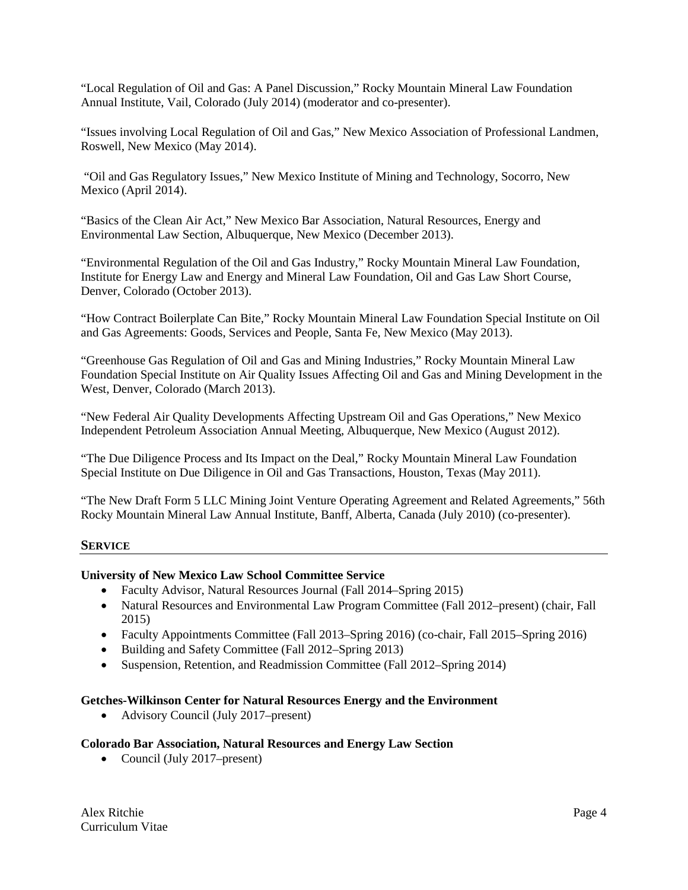"Local Regulation of Oil and Gas: A Panel Discussion," Rocky Mountain Mineral Law Foundation Annual Institute, Vail, Colorado (July 2014) (moderator and co-presenter).

"Issues involving Local Regulation of Oil and Gas," New Mexico Association of Professional Landmen, Roswell, New Mexico (May 2014).

"Oil and Gas Regulatory Issues," New Mexico Institute of Mining and Technology, Socorro, New Mexico (April 2014).

"Basics of the Clean Air Act," New Mexico Bar Association, Natural Resources, Energy and Environmental Law Section, Albuquerque, New Mexico (December 2013).

"Environmental Regulation of the Oil and Gas Industry," Rocky Mountain Mineral Law Foundation, Institute for Energy Law and Energy and Mineral Law Foundation, Oil and Gas Law Short Course, Denver, Colorado (October 2013).

"How Contract Boilerplate Can Bite," Rocky Mountain Mineral Law Foundation Special Institute on Oil and Gas Agreements: Goods, Services and People, Santa Fe, New Mexico (May 2013).

"Greenhouse Gas Regulation of Oil and Gas and Mining Industries," Rocky Mountain Mineral Law Foundation Special Institute on Air Quality Issues Affecting Oil and Gas and Mining Development in the West, Denver, Colorado (March 2013).

"New Federal Air Quality Developments Affecting Upstream Oil and Gas Operations," New Mexico Independent Petroleum Association Annual Meeting, Albuquerque, New Mexico (August 2012).

"The Due Diligence Process and Its Impact on the Deal," Rocky Mountain Mineral Law Foundation Special Institute on Due Diligence in Oil and Gas Transactions, Houston, Texas (May 2011).

"The New Draft Form 5 LLC Mining Joint Venture Operating Agreement and Related Agreements," 56th Rocky Mountain Mineral Law Annual Institute, Banff, Alberta, Canada (July 2010) (co-presenter).

## SERVICE

**University of New Mexico Law School Committee Service**

- Faculty Advisor, Natural Resources Journal (Fall 2014–Spring 2015)
- Natural Resources and Environmental Law Program Committee (Fall 2012–present) (chair, Fall 2015)
- Faculty Appointments Committee (Fall 2013–Spring 2016) (co-chair, Fall 2015–Spring 2016)
- Building and Safety Committee (Fall 2012–Spring 2013)
- Suspension, Retention, and Readmission Committee (Fall 2012–Spring 2014)

**Getches-Wilkinson Center for Natural Resources Energy and the Environment**

- Advisory Council (July 2017–present)

**Colorado Bar Association, Natural Resources and Energy Law Section**

- Council (July 2017–present)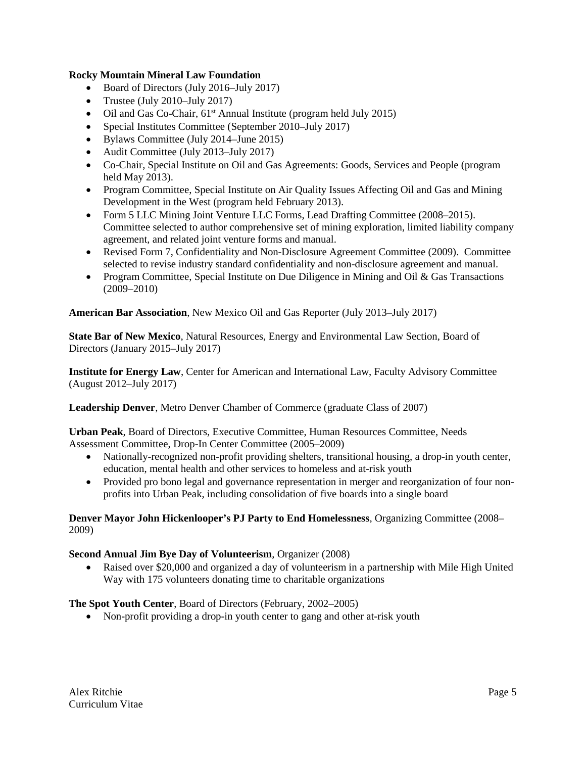**Rocky Mountain Mineral Law Foundation**

- Board of Directors (July 2016–July 2017)
- Trustee (July 2010–July 2017)
- Oil and Gas Co-Chair, 61st Annual Institute (program held July 2015)
- Special Institutes Committee (September 2010–July 2017)
- Bylaws Committee (July 2014–June 2015)
- Audit Committee (July 2013–July 2017)
- Co-Chair, Special Institute on Oil and Gas Agreements: Goods, Services and People (program held May 2013).
- Program Committee, Special Institute on Air Quality Issues Affecting Oil and Gas and Mining Development in the West (program held February 2013).
- Form 5 LLC Mining Joint Venture LLC Forms, Lead Drafting Committee (2008–2015). Committee selected to author comprehensive set of mining exploration, limited liability company agreement, and related joint venture forms and manual.
- Revised Form 7, Confidentiality and Non-Disclosure Agreement Committee (2009). Committee selected to revise industry standard confidentiality and non-disclosure agreement and manual.
- Program Committee, Special Institute on Due Diligence in Mining and Oil & Gas Transactions (2009–2010)

**American Bar Association**, New Mexico Oil and Gas Reporter (July 2013–July 2017)

**State Bar of New Mexico**, Natural Resources, Energy and Environmental Law Section, Board of Directors (January 2015–July 2017)

**Institute for Energy Law**, Center for American and International Law, Faculty Advisory Committee (August 2012–July 2017)

**Leadership Denver**, Metro Denver Chamber of Commerce (graduate Class of 2007)

**Urban Peak**, Board of Directors, Executive Committee, Human Resources Committee, Needs Assessment Committee, Drop-In Center Committee (2005–2009)

- Nationally-recognized non-profit providing shelters, transitional housing, a drop-in youth center, education, mental health and other services to homeless and at-risk youth
- Provided pro bono legal and governance representation in merger and reorganization of four non-profits into Urban Peak, including consolidation of five boards into a single board

**Denver Mayor John Hickenlooper's PJ Party to End Homelessness**, Organizing Committee (2008–2009)

**Second Annual Jim Bye Day of Volunteerism**, Organizer (2008)

- Raised over $20,000 and organized a day of volunteerism in a partnership with Mile High United Way with 175 volunteers donating time to charitable organizations

**The Spot Youth Center**, Board of Directors (February, 2002–2005)

- Non-profit providing a drop-in youth center to gang and other at-risk youth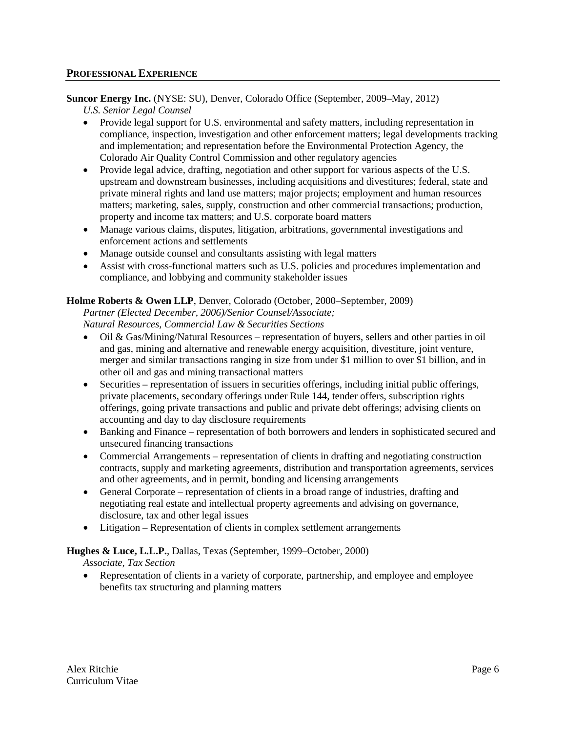## PROFESSIONAL EXPERIENCE

**Suncor Energy Inc.** (NYSE: SU), Denver, Colorado Office (September, 2009–May, 2012)
*U.S. Senior Legal Counsel*

- Provide legal support for U.S. environmental and safety matters, including representation in compliance, inspection, investigation and other enforcement matters; legal developments tracking and implementation; and representation before the Environmental Protection Agency, the Colorado Air Quality Control Commission and other regulatory agencies
- Provide legal advice, drafting, negotiation and other support for various aspects of the U.S. upstream and downstream businesses, including acquisitions and divestitures; federal, state and private mineral rights and land use matters; major projects; employment and human resources matters; marketing, sales, supply, construction and other commercial transactions; production, property and income tax matters; and U.S. corporate board matters
- Manage various claims, disputes, litigation, arbitrations, governmental investigations and enforcement actions and settlements
- Manage outside counsel and consultants assisting with legal matters
- Assist with cross-functional matters such as U.S. policies and procedures implementation and compliance, and lobbying and community stakeholder issues

**Holme Roberts & Owen LLP**, Denver, Colorado (October, 2000–September, 2009)
*Partner (Elected December, 2006)/Senior Counsel/Associate;*
*Natural Resources, Commercial Law & Securities Sections*

- Oil & Gas/Mining/Natural Resources – representation of buyers, sellers and other parties in oil and gas, mining and alternative and renewable energy acquisition, divestiture, joint venture, merger and similar transactions ranging in size from under $1 million to over $1 billion, and in other oil and gas and mining transactional matters
- Securities – representation of issuers in securities offerings, including initial public offerings, private placements, secondary offerings under Rule 144, tender offers, subscription rights offerings, going private transactions and public and private debt offerings; advising clients on accounting and day to day disclosure requirements
- Banking and Finance – representation of both borrowers and lenders in sophisticated secured and unsecured financing transactions
- Commercial Arrangements – representation of clients in drafting and negotiating construction contracts, supply and marketing agreements, distribution and transportation agreements, services and other agreements, and in permit, bonding and licensing arrangements
- General Corporate – representation of clients in a broad range of industries, drafting and negotiating real estate and intellectual property agreements and advising on governance, disclosure, tax and other legal issues
- Litigation – Representation of clients in complex settlement arrangements

**Hughes & Luce, L.L.P.**, Dallas, Texas (September, 1999–October, 2000)
*Associate, Tax Section*

- Representation of clients in a variety of corporate, partnership, and employee and employee benefits tax structuring and planning matters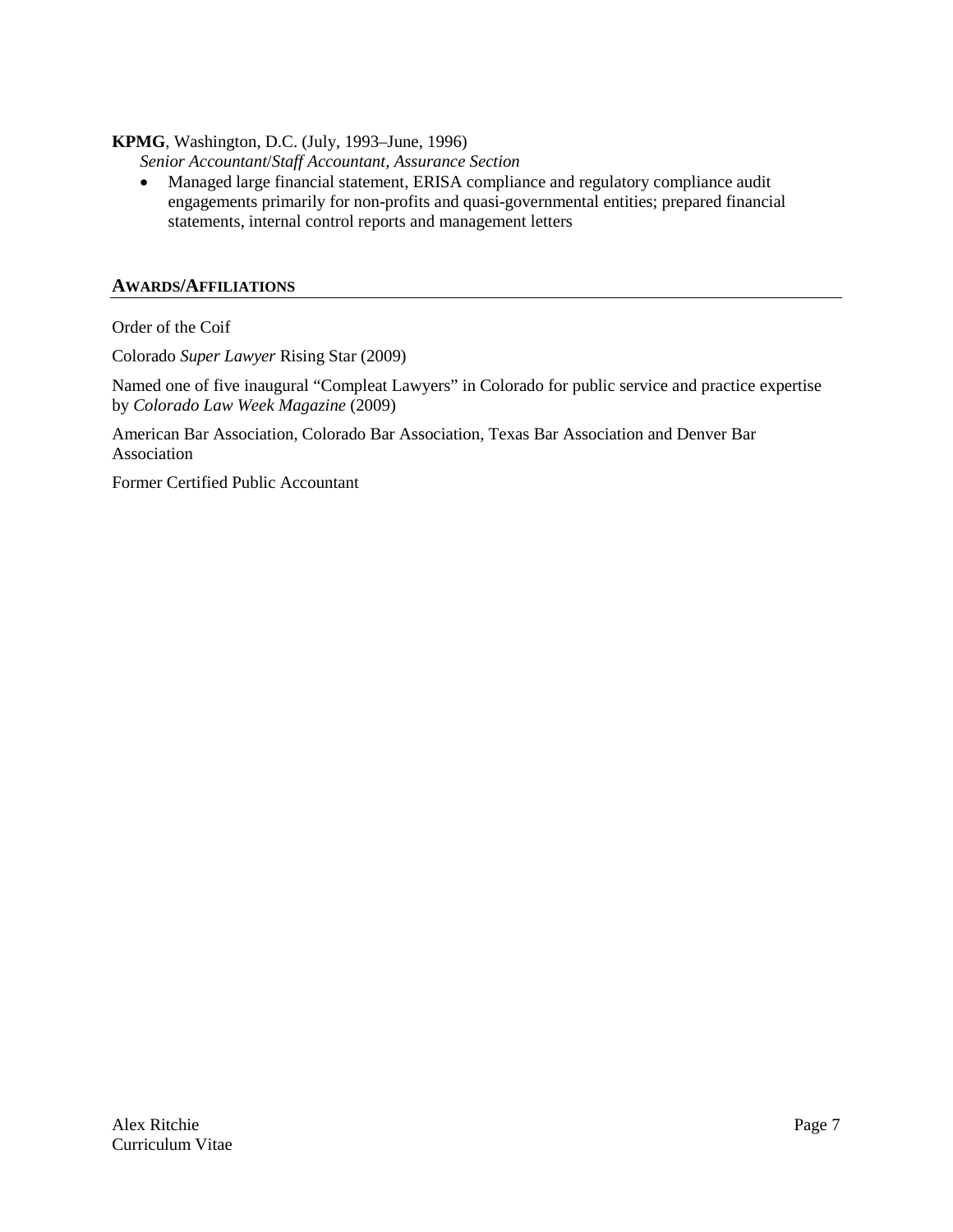**KPMG**, Washington, D.C. (July, 1993–June, 1996)

*Senior Accountant/Staff Accountant, Assurance Section*

- Managed large financial statement, ERISA compliance and regulatory compliance audit engagements primarily for non-profits and quasi-governmental entities; prepared financial statements, internal control reports and management letters

## AWARDS/AFFILIATIONS

Order of the Coif

Colorado *Super Lawyer* Rising Star (2009)

Named one of five inaugural "Compleat Lawyers" in Colorado for public service and practice expertise by *Colorado Law Week Magazine* (2009)

American Bar Association, Colorado Bar Association, Texas Bar Association and Denver Bar Association

Former Certified Public Accountant